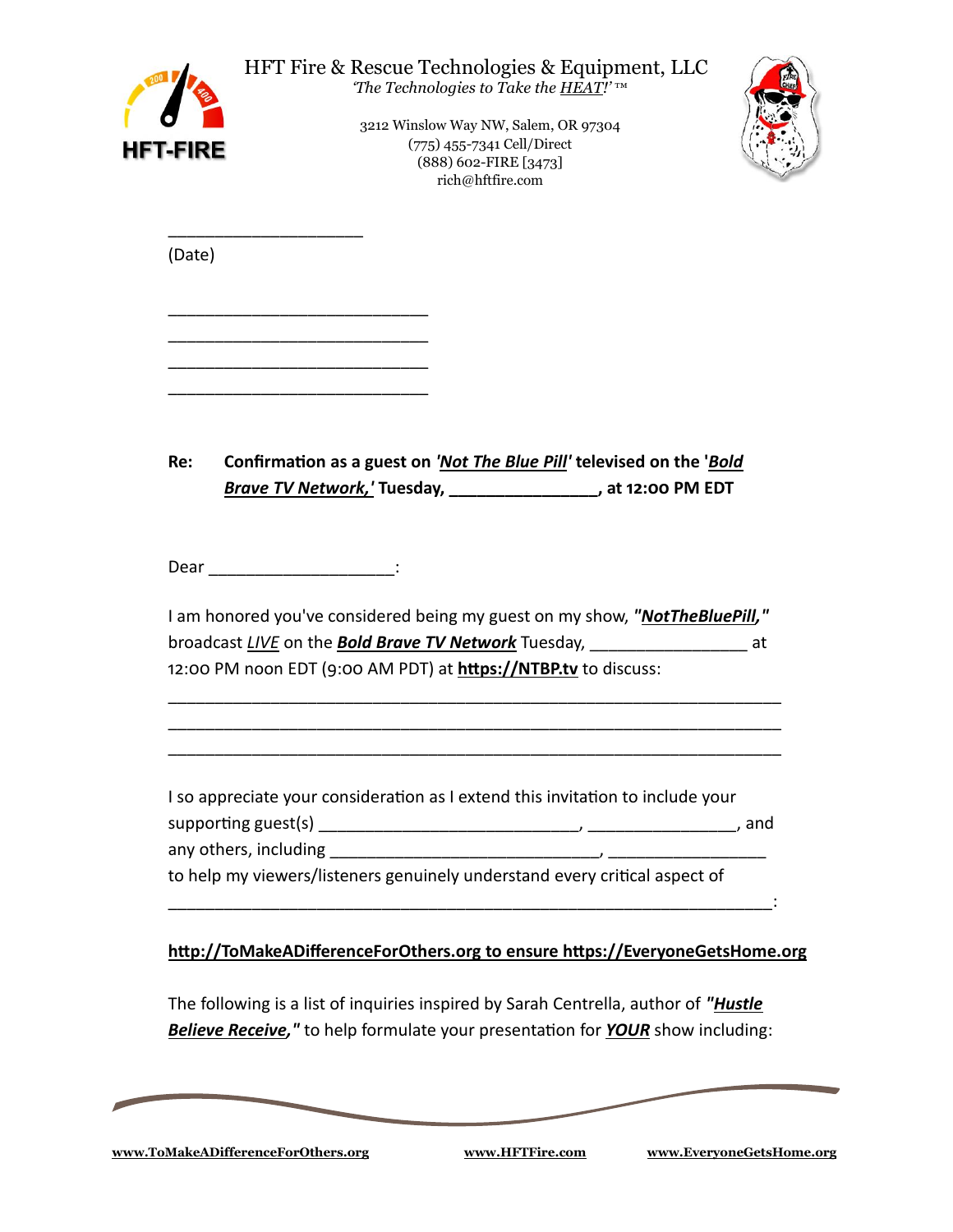HFT-FIRE

# HFT Fire & Rescue Technologies & Equipment, LLC

*'The Technologies to Take the HEAT!'* ™

3212 Winslow Way NW, Salem, OR 97304
(775) 455-7341 Cell/Direct
(888) 602-FIRE [3473]
rich@hftfire.com

____________________
(Date)

___________________________
___________________________
___________________________
___________________________

**Re: Confirmation as a guest on *'Not The Blue Pill'* televised on the '*Bold Brave TV Network,*' Tuesday, ________________, at 12:00 PM EDT**

Dear ___________________:

I am honored you've considered being my guest on my show, ***"NotTheBluePill,"*** broadcast *LIVE* on the ***Bold Brave TV Network*** Tuesday, ________________ at 12:00 PM noon EDT (9:00 AM PDT) at **https://NTBP.tv** to discuss:

_________________________________________________________________
_________________________________________________________________
_________________________________________________________________

I so appreciate your consideration as I extend this invitation to include your supporting guest(s) ___________________________, ________________, and any others, including ___________________________, ________________ to help my viewers/listeners genuinely understand every critical aspect of ________________________________________________________________:

**http://ToMakeADifferenceForOthers.org to ensure https://EveryoneGetsHome.org**

The following is a list of inquiries inspired by Sarah Centrella, author of ***"Hustle Believe Receive,"*** to help formulate your presentation for ***YOUR*** show including:

**www.ToMakeADifferenceForOthers.org** **www.HFTFire.com** **www.EveryoneGetsHome.org**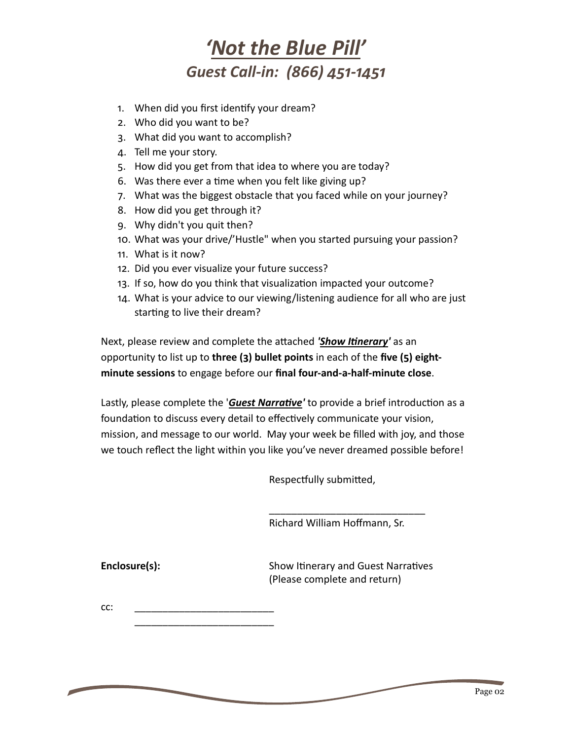# *'Not the Blue Pill'*

## *Guest Call-in: (866) 451-1451*

1. When did you first identify your dream?
2. Who did you want to be?
3. What did you want to accomplish?
4. Tell me your story.
5. How did you get from that idea to where you are today?
6. Was there ever a time when you felt like giving up?
7. What was the biggest obstacle that you faced while on your journey?
8. How did you get through it?
9. Why didn't you quit then?
10. What was your drive/'Hustle" when you started pursuing your passion?
11. What is it now?
12. Did you ever visualize your future success?
13. If so, how do you think that visualization impacted your outcome?
14. What is your advice to our viewing/listening audience for all who are just starting to live their dream?

Next, please review and complete the attached ***'Show Itinerary'*** as an opportunity to list up to **three (3) bullet points** in each of the **five (5) eight-minute sessions** to engage before our **final four-and-a-half-minute close**.

Lastly, please complete the '***Guest Narrative'*** to provide a brief introduction as a foundation to discuss every detail to effectively communicate your vision, mission, and message to our world. May your week be filled with joy, and those we touch reflect the light within you like you've never dreamed possible before!

Respectfully submitted,

_____________________________
Richard William Hoffmann, Sr.

**Enclosure(s):** Show Itinerary and Guest Narratives (Please complete and return)

cc: _________________________
_________________________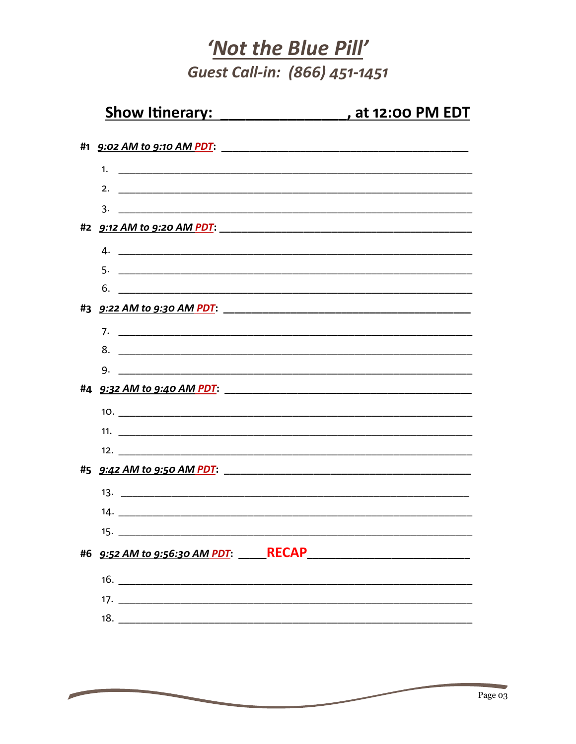# *'Not the Blue Pill'*

## *Guest Call-in: (866) 451-1451*

## Show Itinerary: _______________, at 12:00 PM EDT

**#1** ***9:02 AM to 9:10 AM PDT*: _______________________________________**

1. ___________________________________________________________
2. ___________________________________________________________
3. ___________________________________________________________

**#2** ***9:12 AM to 9:20 AM PDT*: _______________________________________**

4. ___________________________________________________________
5. ___________________________________________________________
6. ___________________________________________________________

**#3** ***9:22 AM to 9:30 AM PDT*: _______________________________________**

7. ___________________________________________________________
8. ___________________________________________________________
9. ___________________________________________________________

**#4** ***9:32 AM to 9:40 AM PDT*: _______________________________________**

10. ___________________________________________________________
11. ___________________________________________________________
12. ___________________________________________________________

**#5** ***9:42 AM to 9:50 AM PDT*: _______________________________________**

13. ___________________________________________________________
14. ___________________________________________________________
15. ___________________________________________________________

**#6** ***9:52 AM to 9:56:30 AM PDT*: _____RECAP_________________________**

16. ___________________________________________________________
17. ___________________________________________________________
18. ___________________________________________________________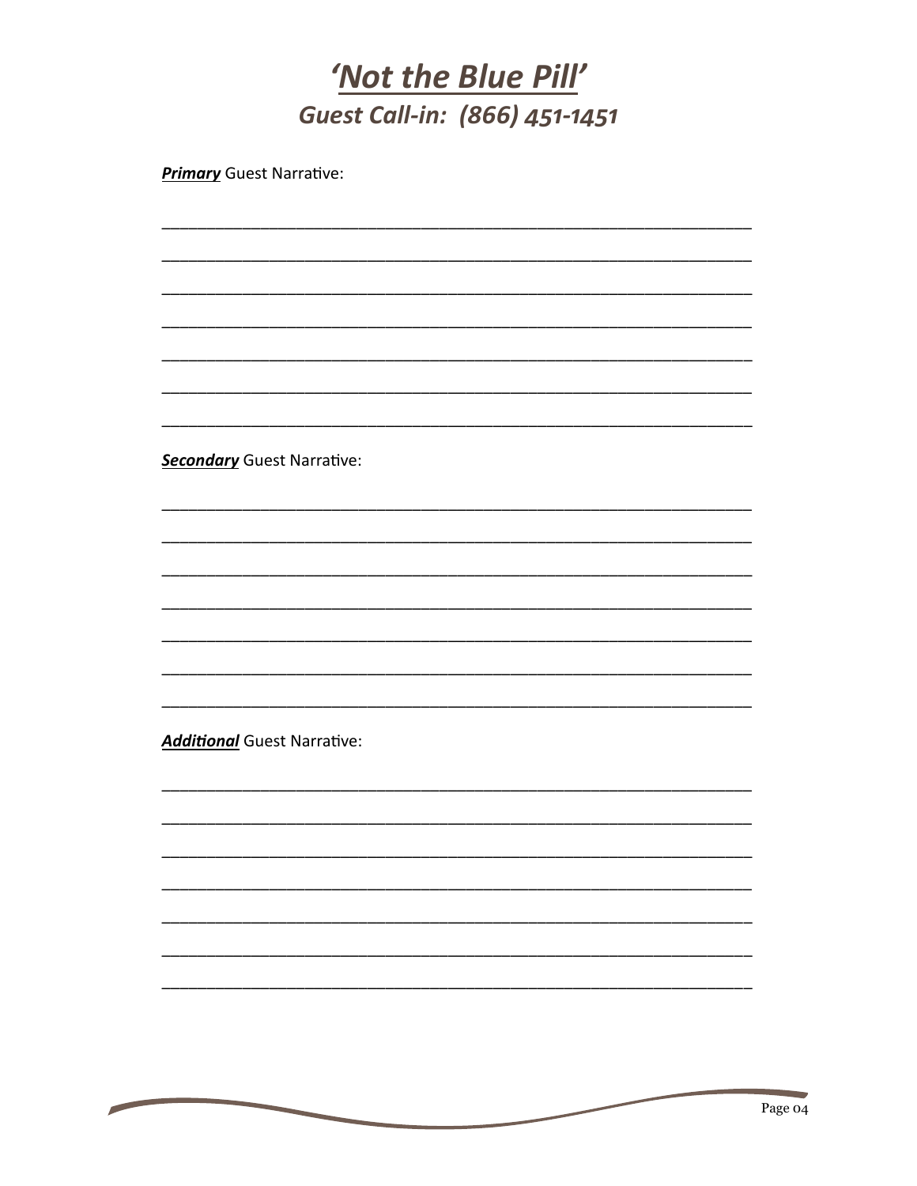# *'Not the Blue Pill'*

## *Guest Call-in: (866) 451-1451*

***Primary*** Guest Narrative:

_______________________________________________________________

_______________________________________________________________

_______________________________________________________________

_______________________________________________________________

_______________________________________________________________

_______________________________________________________________

_______________________________________________________________

***Secondary*** Guest Narrative:

_______________________________________________________________

_______________________________________________________________

_______________________________________________________________

_______________________________________________________________

_______________________________________________________________

_______________________________________________________________

_______________________________________________________________

***Additional*** Guest Narrative:

_______________________________________________________________

_______________________________________________________________

_______________________________________________________________

_______________________________________________________________

_______________________________________________________________

_______________________________________________________________

_______________________________________________________________